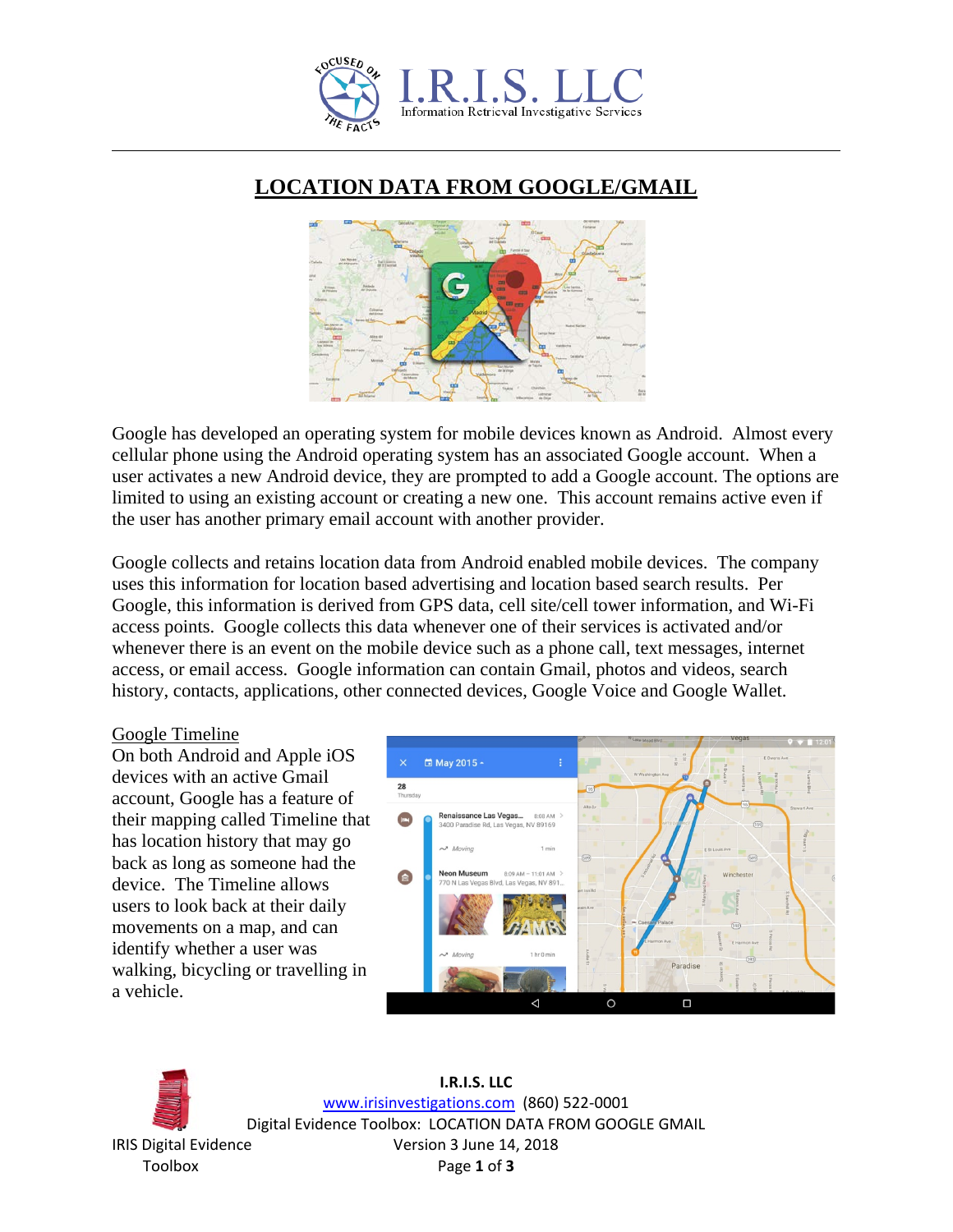# LOCATION DATA FROM GOOGLE/GMAIL

Google has developed an operating system for mobile devices known as Android. Almost every cellular phone using the Android operating system has an associated Google account. When a user activates a new Android device, they are prompted to add a Google account. The options are limited to using an existing account or creating a new one. This account remains active even if the user has another primary email account with another provider.

Google collects and retains location data from Android enabled mobile devices. The company uses this information for location based advertising and location based search results. Per Google, this information is derived from GPS data, cell site/cell tower information, and Wi-Fi access points. Google collects this data whenever one of their services is activated and/or whenever there is an event on the mobile device such as a phone call, text messages, internet access, or email access. Google information can contain Gmail, photos and videos, search history, contacts, applications, other connected devices, Google Voice and Google Wallet.

## Google Timeline

On both Android and Apple iOS devices with an active Gmail account, Google has a feature of their mapping called Timeline that has location history that may go back as long as someone had the device. The Timeline allows users to look back at their daily movements on a map, and can identify whether a user was walking, bicycling or travelling in a vehicle.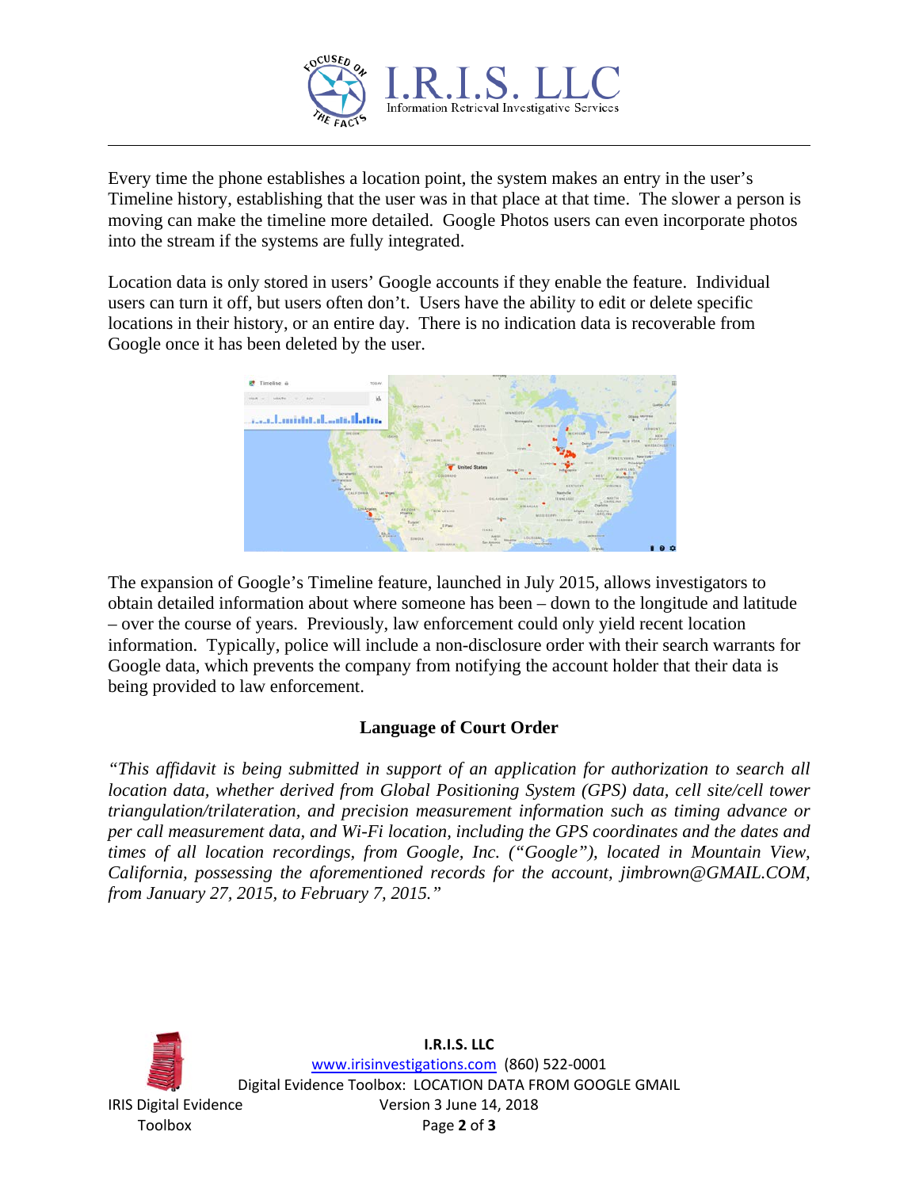Every time the phone establishes a location point, the system makes an entry in the user's Timeline history, establishing that the user was in that place at that time. The slower a person is moving can make the timeline more detailed. Google Photos users can even incorporate photos into the stream if the systems are fully integrated.

Location data is only stored in users' Google accounts if they enable the feature. Individual users can turn it off, but users often don't. Users have the ability to edit or delete specific locations in their history, or an entire day. There is no indication data is recoverable from Google once it has been deleted by the user.

The expansion of Google's Timeline feature, launched in July 2015, allows investigators to obtain detailed information about where someone has been – down to the longitude and latitude – over the course of years. Previously, law enforcement could only yield recent location information. Typically, police will include a non-disclosure order with their search warrants for Google data, which prevents the company from notifying the account holder that their data is being provided to law enforcement.

### Language of Court Order

*"This affidavit is being submitted in support of an application for authorization to search all location data, whether derived from Global Positioning System (GPS) data, cell site/cell tower triangulation/trilateration, and precision measurement information such as timing advance or per call measurement data, and Wi-Fi location, including the GPS coordinates and the dates and times of all location recordings, from Google, Inc. ("Google"), located in Mountain View, California, possessing the aforementioned records for the account, jimbrown@GMAIL.COM, from January 27, 2015, to February 7, 2015."*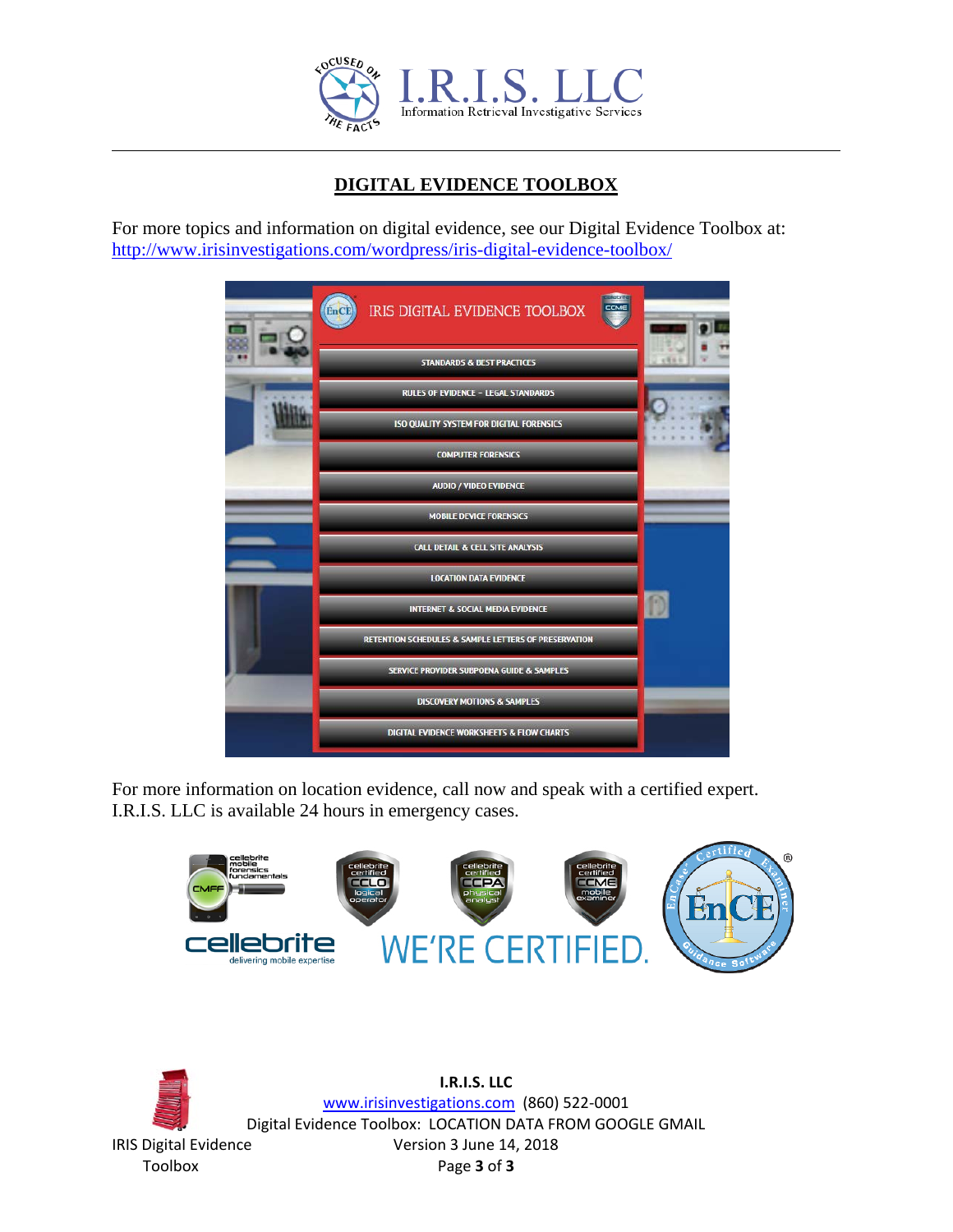## DIGITAL EVIDENCE TOOLBOX

For more topics and information on digital evidence, see our Digital Evidence Toolbox at: http://www.irisinvestigations.com/wordpress/iris-digital-evidence-toolbox/

For more information on location evidence, call now and speak with a certified expert. I.R.I.S. LLC is available 24 hours in emergency cases.